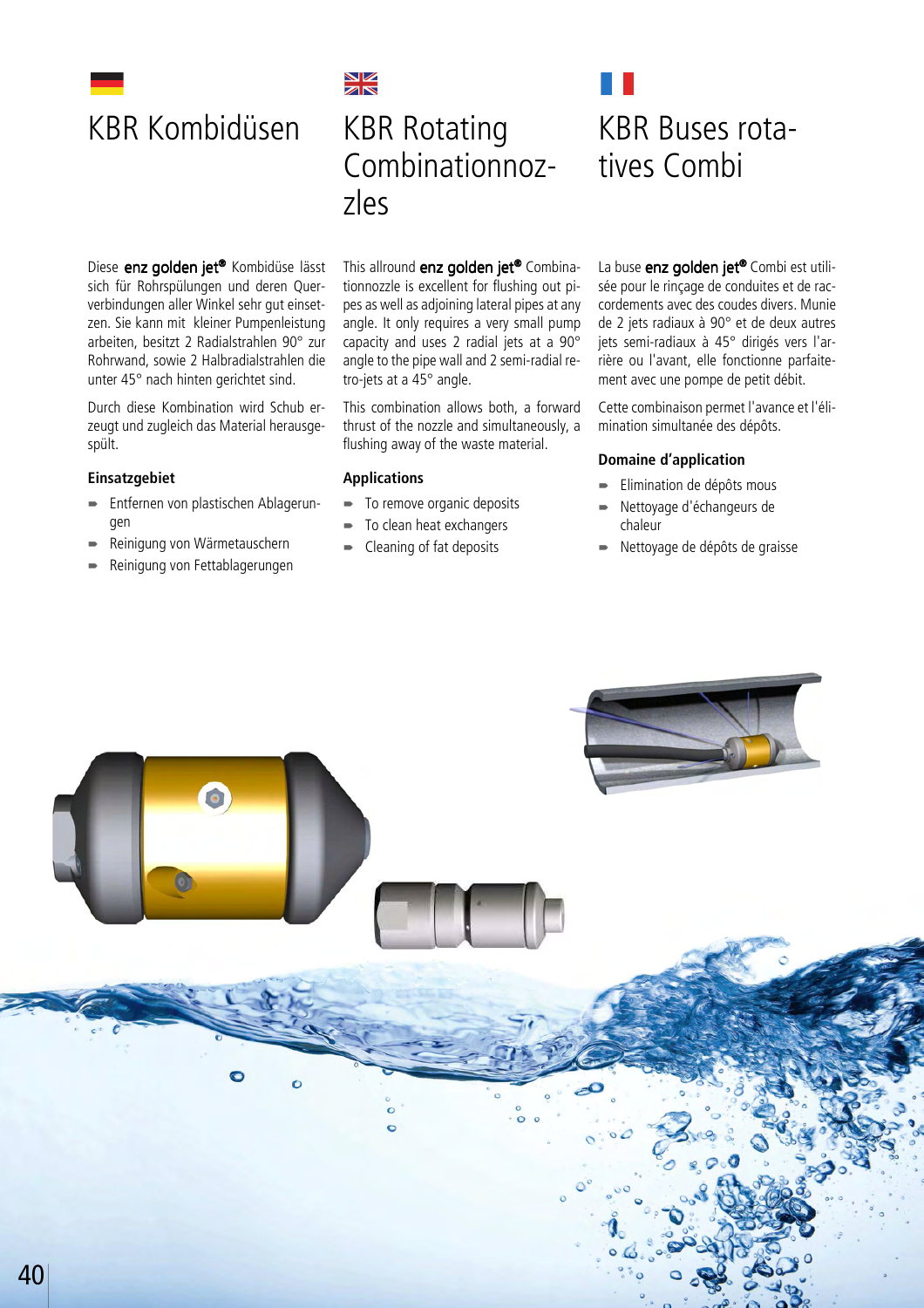# KBR Kombidüsen

Diese **enz golden jet®** Kombidüse lässt sich für Rohrspülungen und deren Querverbindungen aller Winkel sehr gut einsetzen. Sie kann mit kleiner Pumpenleistung arbeiten, besitzt 2 Radialstrahlen 90° zur Rohrwand, sowie 2 Halbradialstrahlen die unter 45° nach hinten gerichtet sind.

Durch diese Kombination wird Schub erzeugt und zugleich das Material herausgespült.

### Einsatzgebiet

- Entfernen von plastischen Ablagerungen
- Reinigung von Wärmetauschern
- Reinigung von Fettablagerungen

# KBR Rotating Combinationnozzles

This allround **enz golden jet®** Combinationnozzle is excellent for flushing out pipes as well as adjoining lateral pipes at any angle. It only requires a very small pump capacity and uses 2 radial jets at a 90° angle to the pipe wall and 2 semi-radial retro-jets at a 45° angle.

This combination allows both, a forward thrust of the nozzle and simultaneously, a flushing away of the waste material.

### Applications

- To remove organic deposits
- To clean heat exchangers
- Cleaning of fat deposits

# KBR Buses rotatives Combi

La buse **enz golden jet®** Combi est utilisée pour le rinçage de conduites et de raccordements avec des coudes divers. Munie de 2 jets radiaux à 90° et de deux autres jets semi-radiaux à 45° dirigés vers l'arrière ou l'avant, elle fonctionne parfaitement avec une pompe de petit débit.

Cette combinaison permet l'avance et l'élimination simultanée des dépôts.

### Domaine d'application

- Elimination de dépôts mous
- Nettoyage d'échangeurs de chaleur
- Nettoyage de dépôts de graisse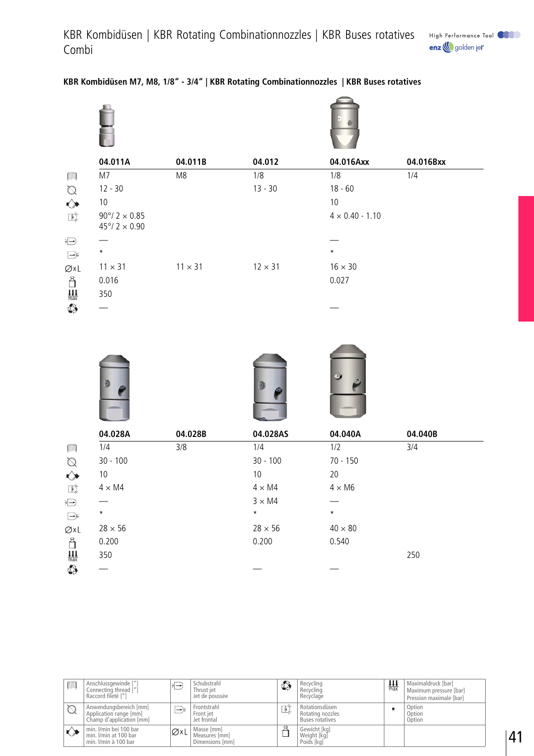# KBR Kombidüsen | KBR Rotating Combinationnozzles | KBR Buses rotatives Combi

## KBR Kombidüsen M7, M8, 1/8" - 3/4" | KBR Rotating Combinationnozzles | KBR Buses rotatives

| | 04.011A | 04.011B | 04.012 | 04.016Axx | 04.016Bxx |
|---|---|---|---|---|---|
| Anschlussgewinde | M7 | M8 | 1/8 | 1/8 | 1/4 |
| Anwendungsbereich | 12 - 30 | | 13 - 30 | 18 - 60 | |
| min. l/min | 10 | | | 10 | |
| Rotationsdüsen | 90°/ 2 × 0.85<br>45°/ 2 × 0.90 | | | 4 × 0.40 - 1.10 | |
| Schubstrahl | — | | | — | |
| Frontstrahl | * | | | * | |
| ∅xL | 11 × 31 | 11 × 31 | 12 × 31 | 16 × 30 | |
| Gewicht | 0.016 | | | 0.027 | |
| Maximaldruck | 350 | | | | |
| Recycling | — | | | — | |

| | 04.028A | 04.028B | 04.028AS | 04.040A | 04.040B |
|---|---|---|---|---|---|
| Anschlussgewinde | 1/4 | 3/8 | 1/4 | 1/2 | 3/4 |
| Anwendungsbereich | 30 - 100 | | 30 - 100 | 70 - 150 | |
| min. l/min | 10 | | 10 | 20 | |
| Rotationsdüsen | 4 × M4 | | 4 × M4 | 4 × M6 | |
| Schubstrahl | — | | 3 × M4 | — | |
| Frontstrahl | * | | * | * | |
| ∅xL | 28 × 56 | | 28 × 56 | 40 × 80 | |
| Gewicht | 0.200 | | 0.200 | 0.540 | |
| Maximaldruck | 350 | | | | 250 |
| Recycling | — | | — | — | |

| | | | | | | | |
|---|---|---|---|---|---|---|---|
| | Anschlussgewinde ["]<br>Connecting thread ["]<br>Raccord fileté ["] | | Schubstrahl<br>Thrust jet<br>Jet de poussée | | Recycling<br>Recycling<br>Recyclage | max | Maximaldruck [bar]<br>Maximum pressure [bar]<br>Pression maximale [bar] |
| | Anwendungsbereich [mm]<br>Application range [mm]<br>Champ d'application [mm] | | Frontstrahl<br>Front jet<br>Jet frontal | | Rotationsdüsen<br>Rotating nozzles<br>Buses rotatives | * | Option<br>Option<br>Option |
| | min. l/min bei 100 bar<br>min. l/min at 100 bar<br>min. l/min à 100 bar | ∅xL | Masse [mm]<br>Measures [mm]<br>Dimensions [mm] | | Gewicht [kg]<br>Weight [kg]<br>Poids [kg] | | |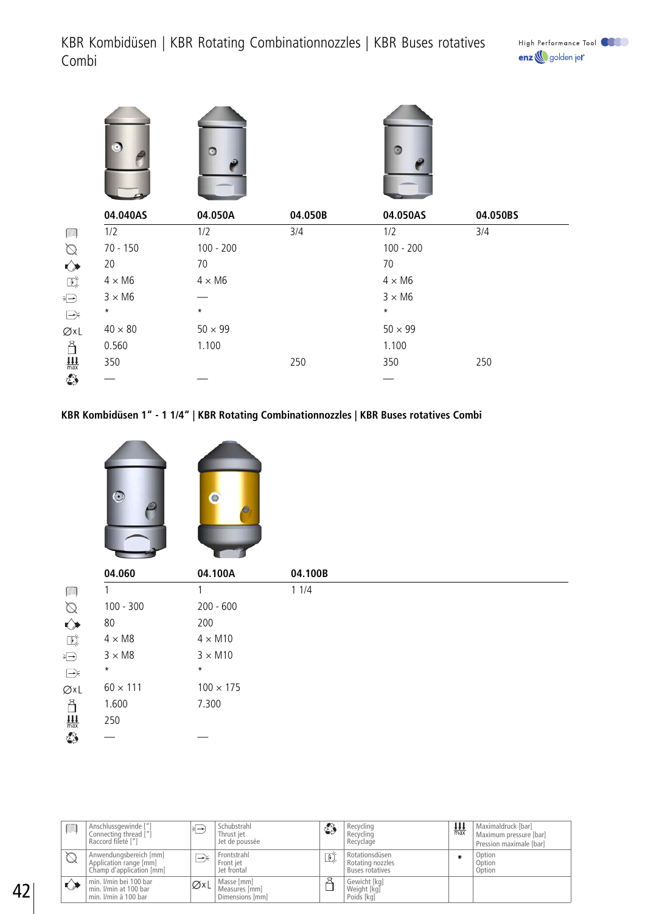# KBR Kombidüsen | KBR Rotating Combinationnozzles | KBR Buses rotatives Combi

| | 04.040AS | 04.050A | 04.050B | 04.050AS | 04.050BS |
|---|---|---|---|---|---|
| Anschlussgewinde | 1/2 | 1/2 | 3/4 | 1/2 | 3/4 |
| Anwendungsbereich | 70 - 150 | 100 - 200 | | 100 - 200 | |
| min. l/min | 20 | 70 | | 70 | |
| Rotationsdüsen | 4 × M6 | 4 × M6 | | 4 × M6 | |
| Schubstrahl | 3 × M6 | — | | 3 × M6 | |
| Frontstrahl | * | * | | * | |
| ØxL | 40 × 80 | 50 × 99 | | 50 × 99 | |
| Gewicht | 0.560 | 1.100 | | 1.100 | |
| max | 350 | | 250 | 350 | 250 |
| Recycling | — | — | | — | |

## KBR Kombidüsen 1" - 1 1/4" | KBR Rotating Combinationnozzles | KBR Buses rotatives Combi

| | 04.060 | 04.100A | 04.100B |
|---|---|---|---|
| Anschlussgewinde | 1 | 1 | 1 1/4 |
| Anwendungsbereich | 100 - 300 | 200 - 600 | |
| min. l/min | 80 | 200 | |
| Rotationsdüsen | 4 × M8 | 4 × M10 | |
| Schubstrahl | 3 × M8 | 3 × M10 | |
| Frontstrahl | * | * | |
| ØxL | 60 × 111 | 100 × 175 | |
| Gewicht | 1.600 | 7.300 | |
| max | 250 | | |
| Recycling | — | — | |

| | | | | | | | |
|---|---|---|---|---|---|---|---|
| Anschlussgewinde ["]<br>Connecting thread ["]<br>Raccord fileté ["] | | Schubstrahl<br>Thrust jet<br>Jet de poussée | | Recycling<br>Recycling<br>Recyclage | max | Maximaldruck [bar]<br>Maximum pressure [bar]<br>Pression maximale [bar] |
| Anwendungsbereich [mm]<br>Application range [mm]<br>Champ d'application [mm] | | Frontstrahl<br>Front jet<br>Jet frontal | | Rotationsdüsen<br>Rotating nozzles<br>Buses rotatives | ▪ | Option<br>Option<br>Option |
| min. l/min bei 100 bar<br>min. l/min at 100 bar<br>min. l/min à 100 bar | ØxL | Masse [mm]<br>Measures [mm]<br>Dimensions [mm] | | Gewicht [kg]<br>Weight [kg]<br>Poids [kg] | | |